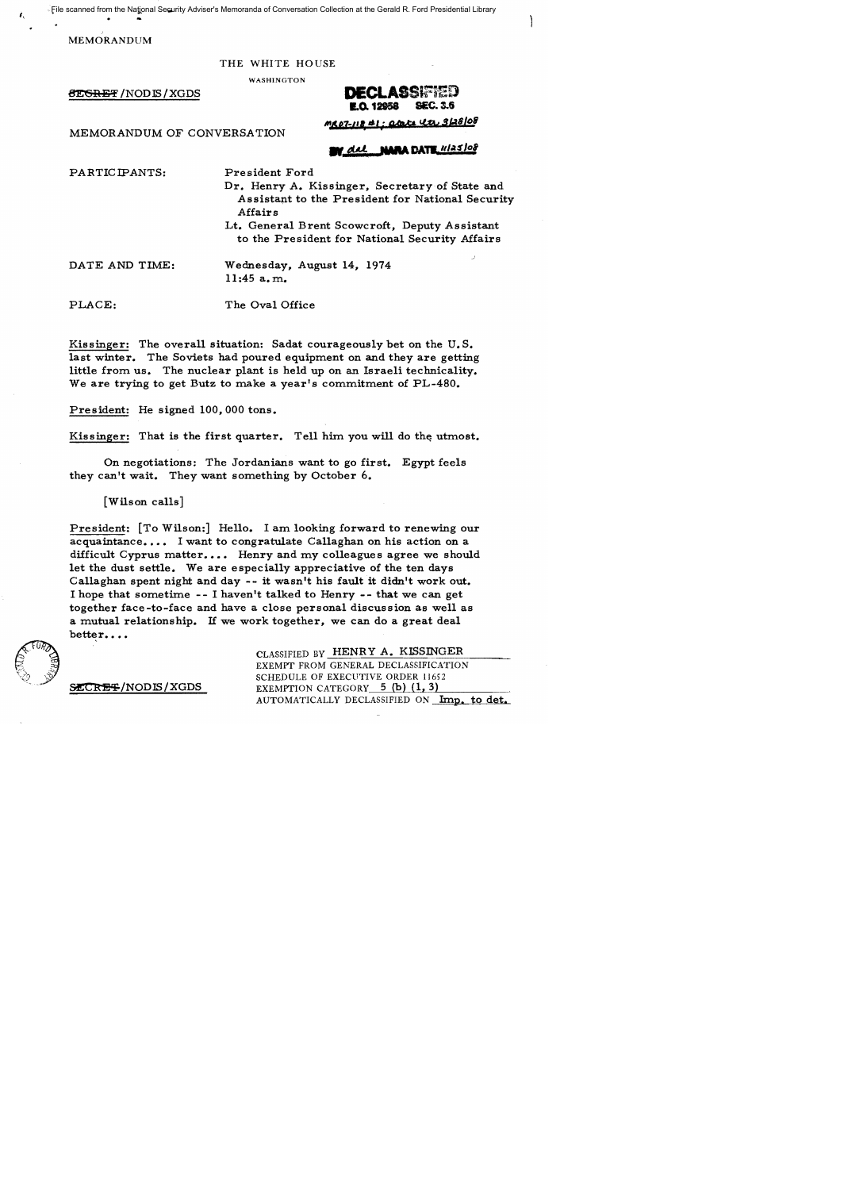File scanned from the National Security Adviser's Memoranda of Conversation Collection at the Gerald R. Ford Presidential Library

MEMORANDUM

THE WHITE HOUSE

WASHINGTON

~~SECRET~~/NODIS/XGDS

**DECLASSIFIED**
**E.O. 12958 SEC. 3.6**
MR07-118 #1; state ltr 3/28/08
BY dal NARA DATE 11/25/08

MEMORANDUM OF CONVERSATION

PARTICIPANTS: President Ford
Dr. Henry A. Kissinger, Secretary of State and Assistant to the President for National Security Affairs
Lt. General Brent Scowcroft, Deputy Assistant to the President for National Security Affairs

DATE AND TIME: Wednesday, August 14, 1974
11:45 a.m.

PLACE: The Oval Office

Kissinger: The overall situation: Sadat courageously bet on the U.S. last winter. The Soviets had poured equipment on and they are getting little from us. The nuclear plant is held up on an Israeli technicality. We are trying to get Butz to make a year's commitment of PL-480.

President: He signed 100,000 tons.

Kissinger: That is the first quarter. Tell him you will do the utmost.

On negotiations: The Jordanians want to go first. Egypt feels they can't wait. They want something by October 6.

[Wilson calls]

President: [To Wilson:] Hello. I am looking forward to renewing our acquaintance.... I want to congratulate Callaghan on his action on a difficult Cyprus matter.... Henry and my colleagues agree we should let the dust settle. We are especially appreciative of the ten days Callaghan spent night and day -- it wasn't his fault it didn't work out. I hope that sometime -- I haven't talked to Henry -- that we can get together face-to-face and have a close personal discussion as well as a mutual relationship. If we work together, we can do a great deal better....

~~SECRET~~/NODIS/XGDS

CLASSIFIED BY HENRY A. KISSINGER
EXEMPT FROM GENERAL DECLASSIFICATION
SCHEDULE OF EXECUTIVE ORDER 11652
EXEMPTION CATEGORY 5 (b) (1, 3)
AUTOMATICALLY DECLASSIFIED ON Imp. to det.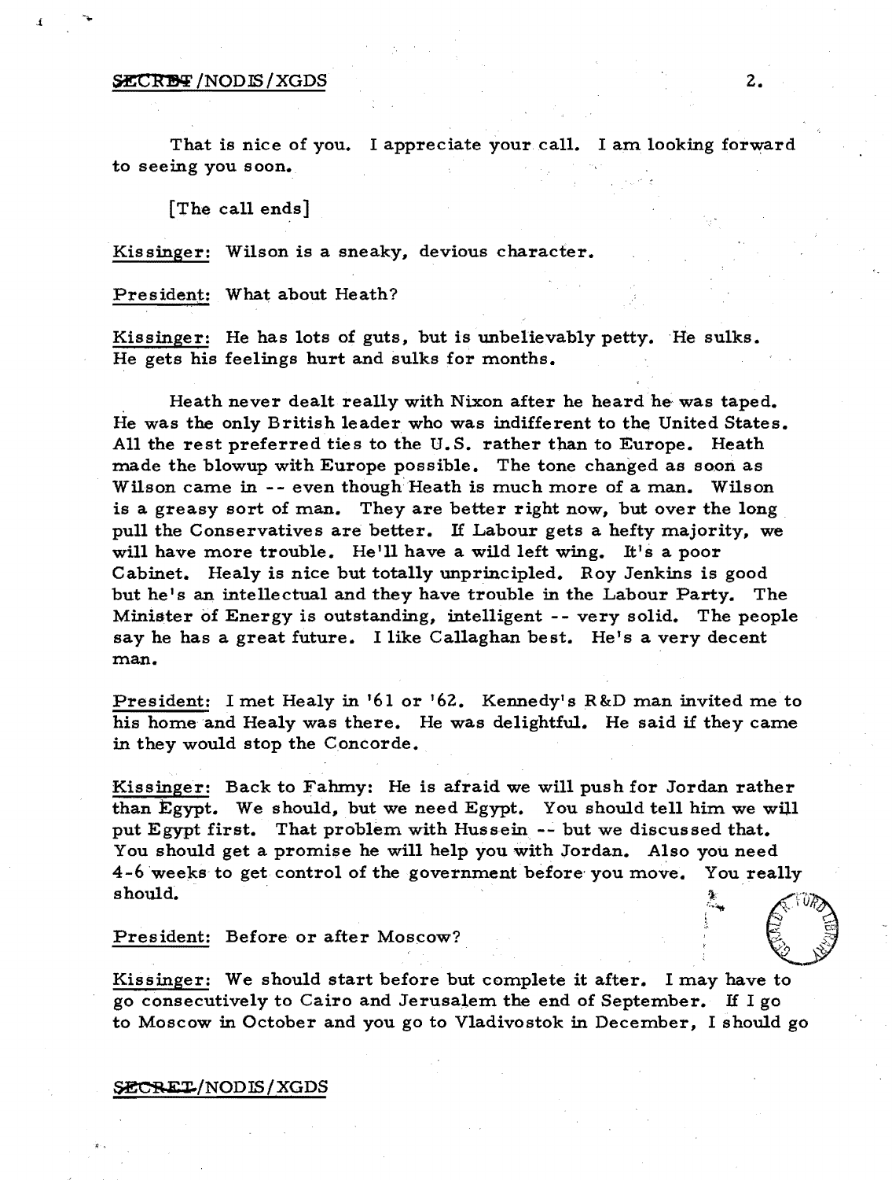That is nice of you. I appreciate your call. I am looking forward to seeing you soon.

[The call ends]

Kissinger: Wilson is a sneaky, devious character.

President: What about Heath?

Kissinger: He has lots of guts, but is unbelievably petty. He sulks. He gets his feelings hurt and sulks for months.

Heath never dealt really with Nixon after he heard he was taped. He was the only British leader who was indifferent to the United States. All the rest preferred ties to the U.S. rather than to Europe. Heath made the blowup with Europe possible. The tone changed as soon as Wilson came in -- even though Heath is much more of a man. Wilson is a greasy sort of man. They are better right now, but over the long pull the Conservatives are better. If Labour gets a hefty majority, we will have more trouble. He'll have a wild left wing. It's a poor Cabinet. Healy is nice but totally unprincipled. Roy Jenkins is good but he's an intellectual and they have trouble in the Labour Party. The Minister of Energy is outstanding, intelligent -- very solid. The people say he has a great future. I like Callaghan best. He's a very decent man.

President: I met Healy in '61 or '62. Kennedy's R&D man invited me to his home and Healy was there. He was delightful. He said if they came in they would stop the Concorde.

Kissinger: Back to Fahmy: He is afraid we will push for Jordan rather than Egypt. We should, but we need Egypt. You should tell him we will put Egypt first. That problem with Hussein -- but we discussed that. You should get a promise he will help you with Jordan. Also you need 4-6 weeks to get control of the government before you move. You really should.

President: Before or after Moscow?

Kissinger: We should start before but complete it after. I may have to go consecutively to Cairo and Jerusalem the end of September. If I go to Moscow in October and you go to Vladivostok in December, I should go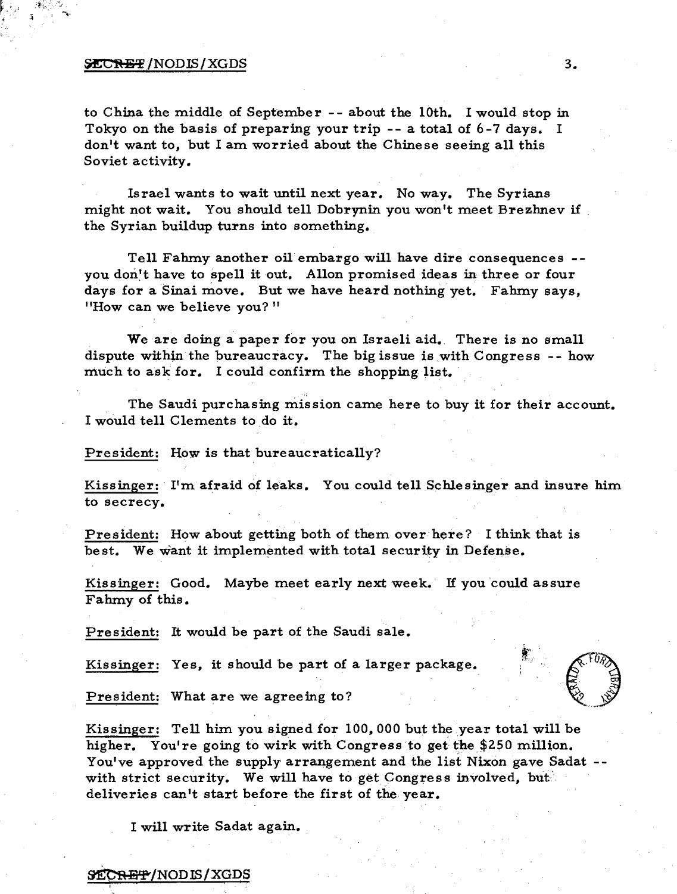to China the middle of September -- about the 10th. I would stop in Tokyo on the basis of preparing your trip -- a total of 6-7 days. I don't want to, but I am worried about the Chinese seeing all this Soviet activity.

Israel wants to wait until next year. No way. The Syrians might not wait. You should tell Dobrynin you won't meet Brezhnev if the Syrian buildup turns into something.

Tell Fahmy another oil embargo will have dire consequences -- you don't have to spell it out. Allon promised ideas in three or four days for a Sinai move. But we have heard nothing yet. Fahmy says, "How can we believe you?"

We are doing a paper for you on Israeli aid. There is no small dispute within the bureaucracy. The big issue is with Congress -- how much to ask for. I could confirm the shopping list.

The Saudi purchasing mission came here to buy it for their account. I would tell Clements to do it.

President: How is that bureaucratically?

Kissinger: I'm afraid of leaks. You could tell Schlesinger and insure him to secrecy.

President: How about getting both of them over here? I think that is best. We want it implemented with total security in Defense.

Kissinger: Good. Maybe meet early next week. If you could assure Fahmy of this.

President: It would be part of the Saudi sale.

Kissinger: Yes, it should be part of a larger package.

President: What are we agreeing to?

Kissinger: Tell him you signed for 100,000 but the year total will be higher. You're going to wirk with Congress to get the $250 million. You've approved the supply arrangement and the list Nixon gave Sadat -- with strict security. We will have to get Congress involved, but deliveries can't start before the first of the year.

I will write Sadat again.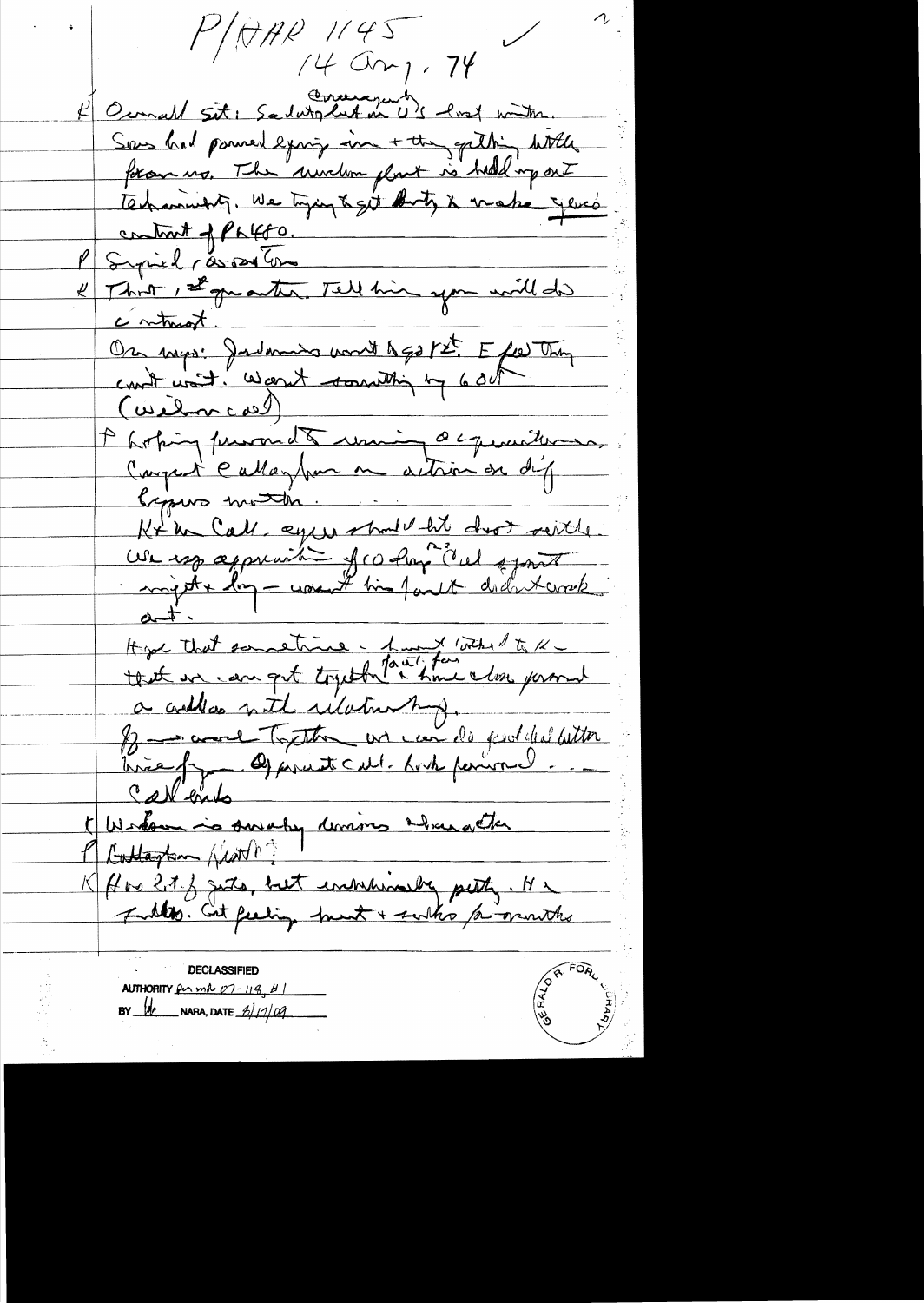P/HAK 1145
14 Aug. 74

K Overall sit: Sadat's encouragement in U.S. last winter. Sov had poured ~~supplies~~ in + they getting little from us. The uranium plant is held up on I technicality. We trying to get Dinitz & make Yevi's contract of PL480.

P Surprised (Soviet) Gromyko

K That, 1st quarter. Tell him you will do contract.

On ways: Jordanians want to go 1st. E feel they can't wait. Want something by 60 Oct (Welcome)

P hoping pursued to winning acquaintance. Compact Callaghan on action on dif Cyprus matter.

K In Call. eyes should let dust settle. We say appreciation of co-op. Call effort mighty long — wasn't his fault didn't work out.

Hope that sometime — haven't talked to K — that we can get together fast for time close personal a ~~cabinet~~ with relationship.

If — worked together we can do ~~goal~~ better brief ~~...~~. Apparent call. Look forward...

Call ends

K Wilson is ~~...~~ dominos ~~...~~

P Callaghan (Note?)

K Has lot of guts, but ~~...~~ petty. He ~~...~~. Got feeling hunt + ~~...~~ for months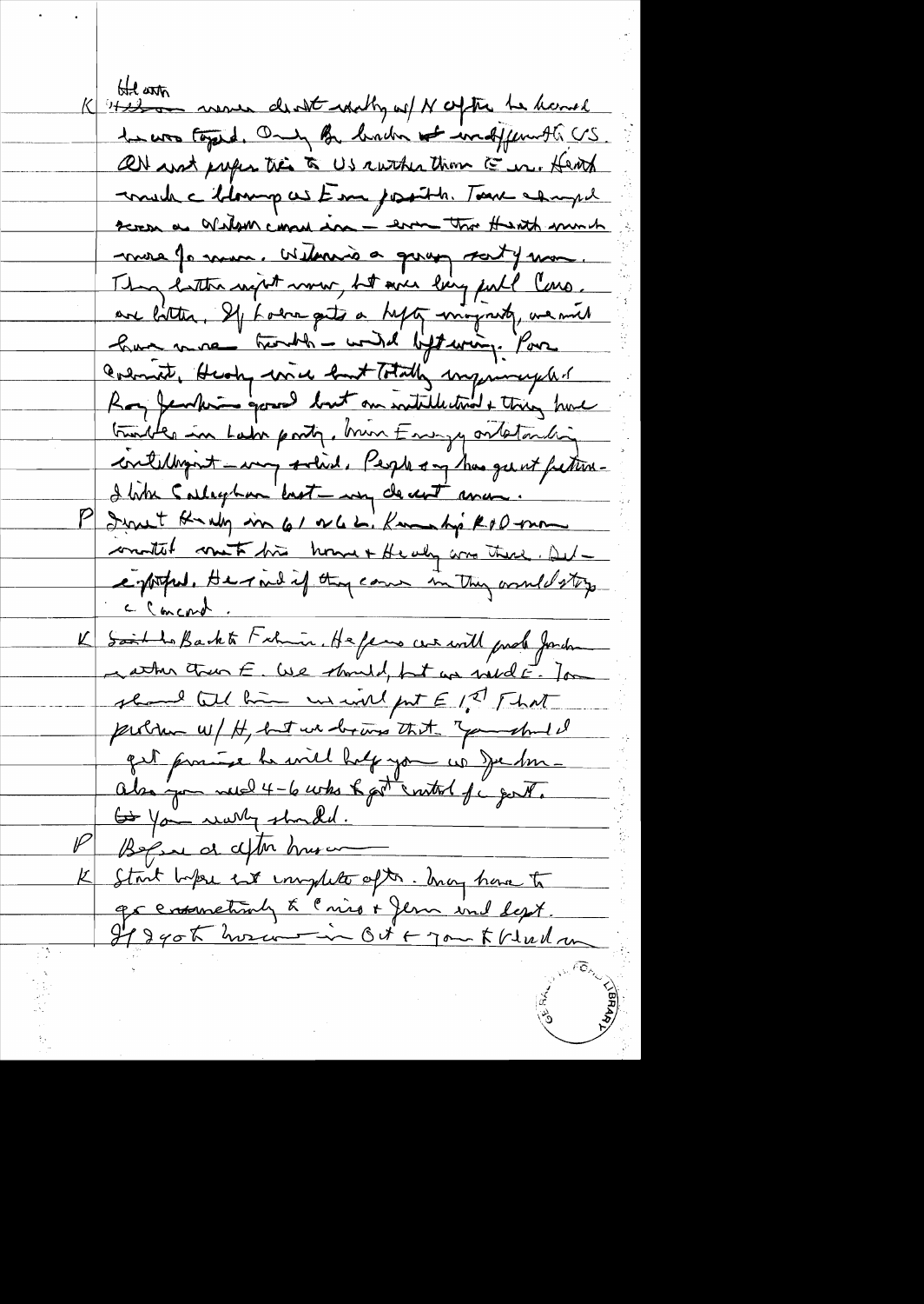K ~~Wilson~~ Heath never dealt really w/ N after he learned he was taped. Only Br leader not indifferent to US. All out purpose tie to US rather than E[urope]. Heath made c blooming ass E[uro] position. Tone changed soon as Wilson came in — even tho Heath much more pro-Euro. Wilson's a greasy sort of man. They better right now, but over long pull Cons. are better. If Labor gets a hefty majority, we will have more trouble — with left wing. Powell, Crosland, Healey nice but totally unprincipled. Roy Jenkins good but an intellectual & thing have trouble in Labor party. Benn Energy outstanding intelligent — very solid. People say has great future. I like Callaghan best — very decent man.

P I met Healey in 61 or 62. Kennedy's R&D man invited me to his home & Healey was there. Delightful. He said if they came in they would stop c Concorde.

K Said to Bashir Fahmi. He fears we will push Jordan rather than E. We should, but we need E. Tom should tell him we will put E 1st. That problem w/ H, but we deal with that. You should get promise he will help you w/ Jordan — also you need 4-6 wks to get control of govt. ~~But~~ You really should.

P Before or after Hussein

K Start before but complete after. May have to go economically to Cairo & Jerus and Dept. If I got Hussein in Oct & Tom to Vladivostok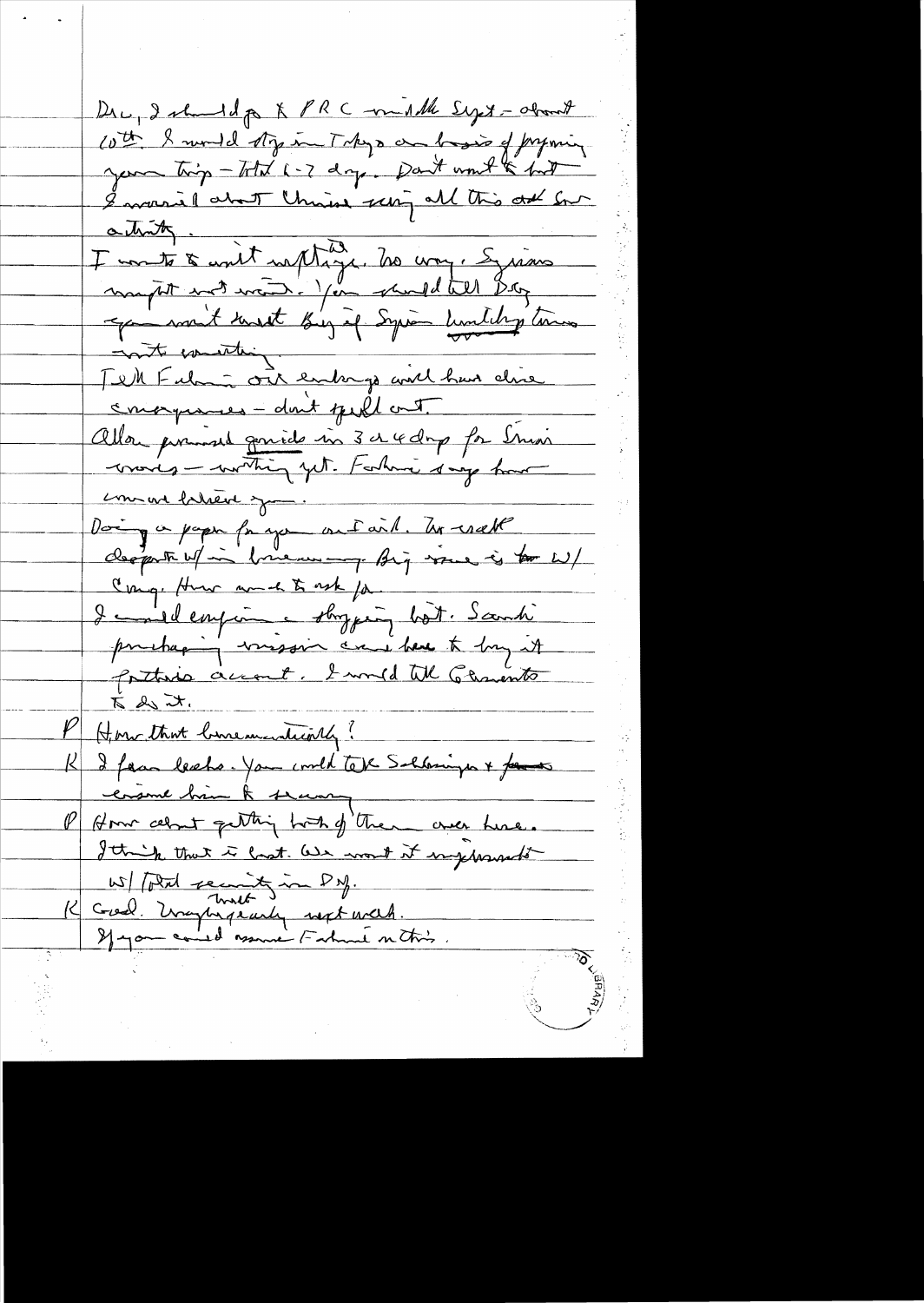Dic, I should go to PRC middle Sept – about 10th. I would stop in Tokyo on basis of preparing your trip – total 1-2 days. Don't want to but I worried about China seeing all this and no activity.

I wants to avoid unfortunate. No way. Syrians might not want. You should tell Dobrynin you must insist Brezhnev if Syrian holding turns into something.

Tell Fahmi our exchanges will have dire consequences – don't spell out.

Allon promised goods in 3 or 4 days for Sinai moves – nothing yet. Fahmi says how can we believe you.

Doing a paper for you on Sinai. We will deport W/in bureaucracy. Big issue is ~~to~~ W/ Cong. How much to ask for.

I could envision shopping list. Saudi purchasing mission could have to buy it for their account. I would tell Clements to do it.

P How that bureaucratically?

K I fear leaks. You could take Schlesinger + ~~Clements~~ ensure him to secrecy.

P How about getting both of them over here. I think that is best. We want it implemented w/ total security in DoD.

K Good. Maybe early next week. If you could assure Fahmi on this.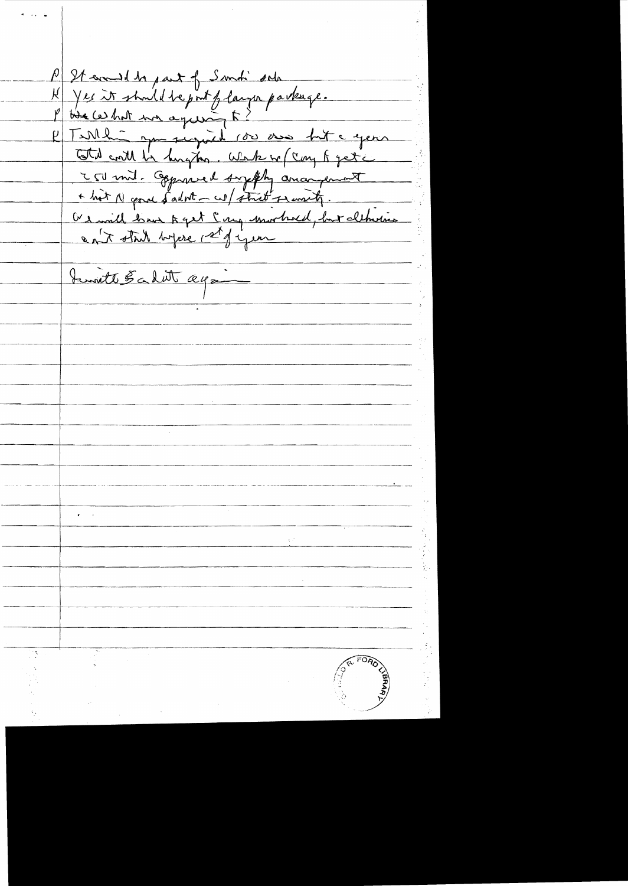P It would be part of Sinai sale

K Yes it should be part of larger package.

P What we are agreeing to?

K Tell him you signed 500 [?] but a year total will be longer. Work w/ Cong to get ~ 250 mil. Approved supply arrangement + but [?] good faith – w/ strict security. We will have to get Cong involved, but deliveries can't start before 1st of year

Invite Sadat again